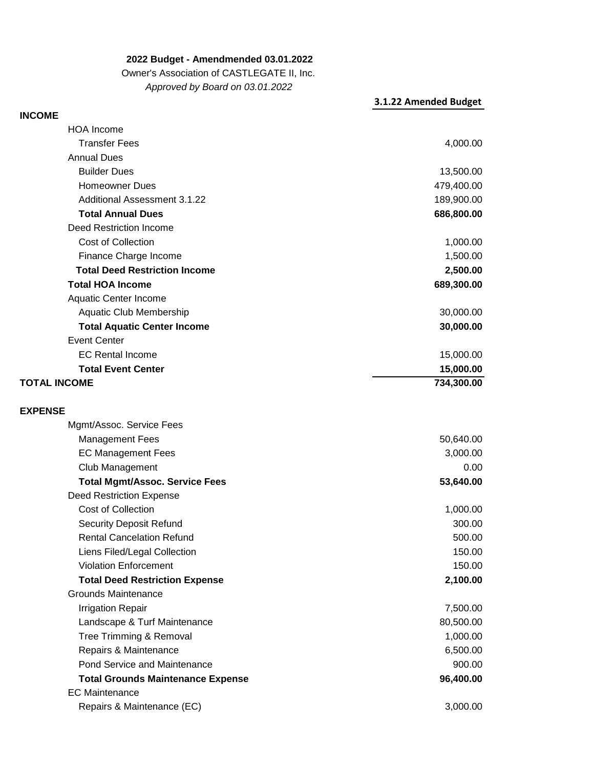**2022 Budget - Amendmended 03.01.2022**

Owner's Association of CASTLEGATE II, Inc.

*Approved by Board on 03.01.2022*

| | **3.1.22 Amended Budget** |
|---|---:|
| **INCOME** | |
| HOA Income | |
| Transfer Fees | 4,000.00 |
| Annual Dues | |
| Builder Dues | 13,500.00 |
| Homeowner Dues | 479,400.00 |
| Additional Assessment 3.1.22 | 189,900.00 |
| **Total Annual Dues** | **686,800.00** |
| Deed Restriction Income | |
| Cost of Collection | 1,000.00 |
| Finance Charge Income | 1,500.00 |
| **Total Deed Restriction Income** | **2,500.00** |
| **Total HOA Income** | **689,300.00** |
| Aquatic Center Income | |
| Aquatic Club Membership | 30,000.00 |
| **Total Aquatic Center Income** | **30,000.00** |
| Event Center | |
| EC Rental Income | 15,000.00 |
| **Total Event Center** | **15,000.00** |
| **TOTAL INCOME** | **734,300.00** |
| | |
| **EXPENSE** | |
| Mgmt/Assoc. Service Fees | |
| Management Fees | 50,640.00 |
| EC Management Fees | 3,000.00 |
| Club Management | 0.00 |
| **Total Mgmt/Assoc. Service Fees** | **53,640.00** |
| Deed Restriction Expense | |
| Cost of Collection | 1,000.00 |
| Security Deposit Refund | 300.00 |
| Rental Cancelation Refund | 500.00 |
| Liens Filed/Legal Collection | 150.00 |
| Violation Enforcement | 150.00 |
| **Total Deed Restriction Expense** | **2,100.00** |
| Grounds Maintenance | |
| Irrigation Repair | 7,500.00 |
| Landscape & Turf Maintenance | 80,500.00 |
| Tree Trimming & Removal | 1,000.00 |
| Repairs & Maintenance | 6,500.00 |
| Pond Service and Maintenance | 900.00 |
| **Total Grounds Maintenance Expense** | **96,400.00** |
| EC Maintenance | |
| Repairs & Maintenance (EC) | 3,000.00 |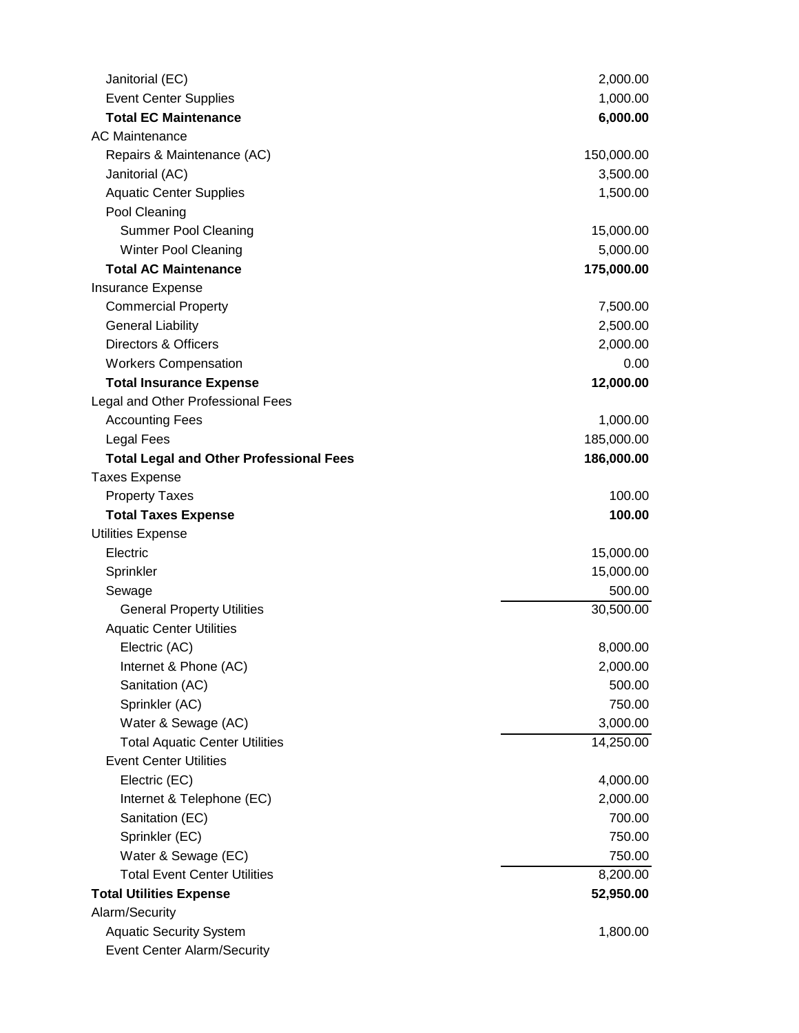| Account | Amount |
|---|---|
| Janitorial (EC) | 2,000.00 |
| Event Center Supplies | 1,000.00 |
| **Total EC Maintenance** | **6,000.00** |
| AC Maintenance | |
| Repairs & Maintenance (AC) | 150,000.00 |
| Janitorial (AC) | 3,500.00 |
| Aquatic Center Supplies | 1,500.00 |
| Pool Cleaning | |
| Summer Pool Cleaning | 15,000.00 |
| Winter Pool Cleaning | 5,000.00 |
| **Total AC Maintenance** | **175,000.00** |
| Insurance Expense | |
| Commercial Property | 7,500.00 |
| General Liability | 2,500.00 |
| Directors & Officers | 2,000.00 |
| Workers Compensation | 0.00 |
| **Total Insurance Expense** | **12,000.00** |
| Legal and Other Professional Fees | |
| Accounting Fees | 1,000.00 |
| Legal Fees | 185,000.00 |
| **Total Legal and Other Professional Fees** | **186,000.00** |
| Taxes Expense | |
| Property Taxes | 100.00 |
| **Total Taxes Expense** | **100.00** |
| Utilities Expense | |
| Electric | 15,000.00 |
| Sprinkler | 15,000.00 |
| Sewage | 500.00 |
| General Property Utilities | 30,500.00 |
| Aquatic Center Utilities | |
| Electric (AC) | 8,000.00 |
| Internet & Phone (AC) | 2,000.00 |
| Sanitation (AC) | 500.00 |
| Sprinkler (AC) | 750.00 |
| Water & Sewage (AC) | 3,000.00 |
| Total Aquatic Center Utilities | 14,250.00 |
| Event Center Utilities | |
| Electric (EC) | 4,000.00 |
| Internet & Telephone (EC) | 2,000.00 |
| Sanitation (EC) | 700.00 |
| Sprinkler (EC) | 750.00 |
| Water & Sewage (EC) | 750.00 |
| Total Event Center Utilities | 8,200.00 |
| **Total Utilities Expense** | **52,950.00** |
| Alarm/Security | |
| Aquatic Security System | 1,800.00 |
| Event Center Alarm/Security | |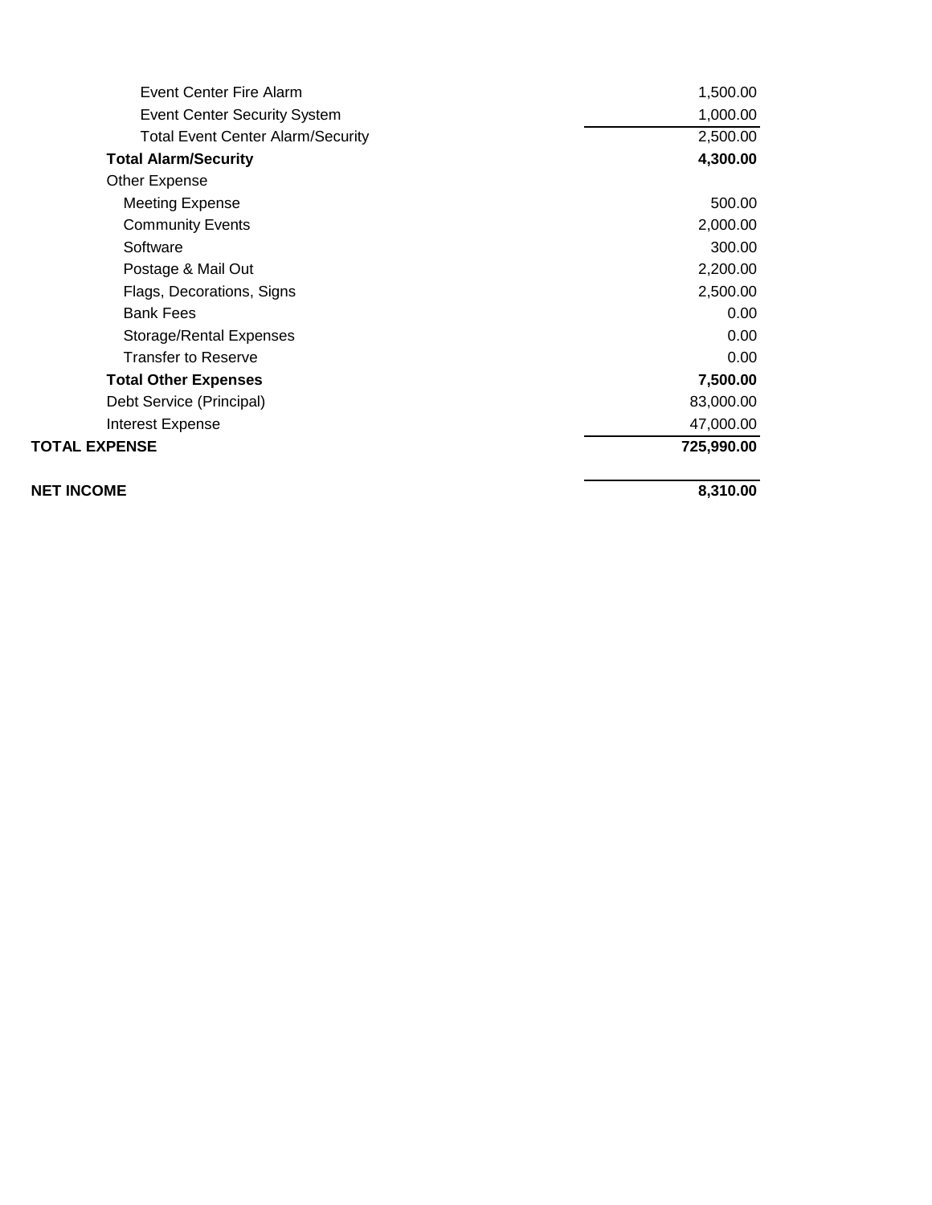| | |
|---|---|
| Event Center Fire Alarm | 1,500.00 |
| Event Center Security System | 1,000.00 |
| Total Event Center Alarm/Security | 2,500.00 |
| **Total Alarm/Security** | **4,300.00** |
| Other Expense | |
| Meeting Expense | 500.00 |
| Community Events | 2,000.00 |
| Software | 300.00 |
| Postage & Mail Out | 2,200.00 |
| Flags, Decorations, Signs | 2,500.00 |
| Bank Fees | 0.00 |
| Storage/Rental Expenses | 0.00 |
| Transfer to Reserve | 0.00 |
| **Total Other Expenses** | **7,500.00** |
| Debt Service (Principal) | 83,000.00 |
| Interest Expense | 47,000.00 |
| **TOTAL EXPENSE** | **725,990.00** |
| | |
| **NET INCOME** | **8,310.00** |